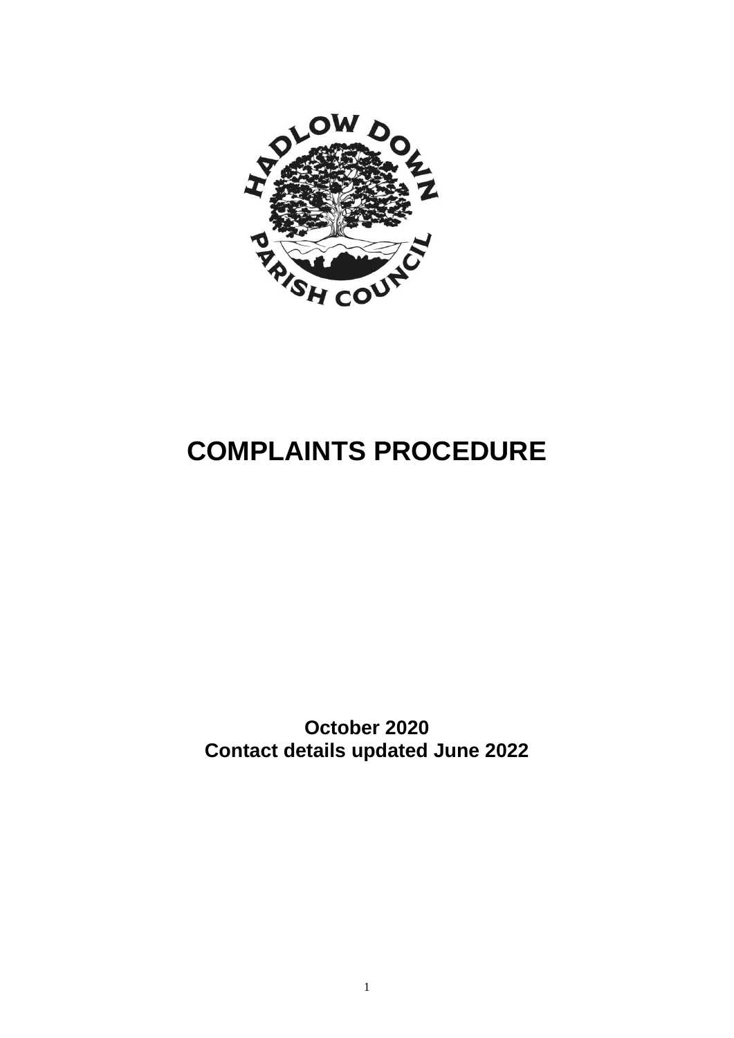# COMPLAINTS PROCEDURE

**October 2020**
**Contact details updated June 2022**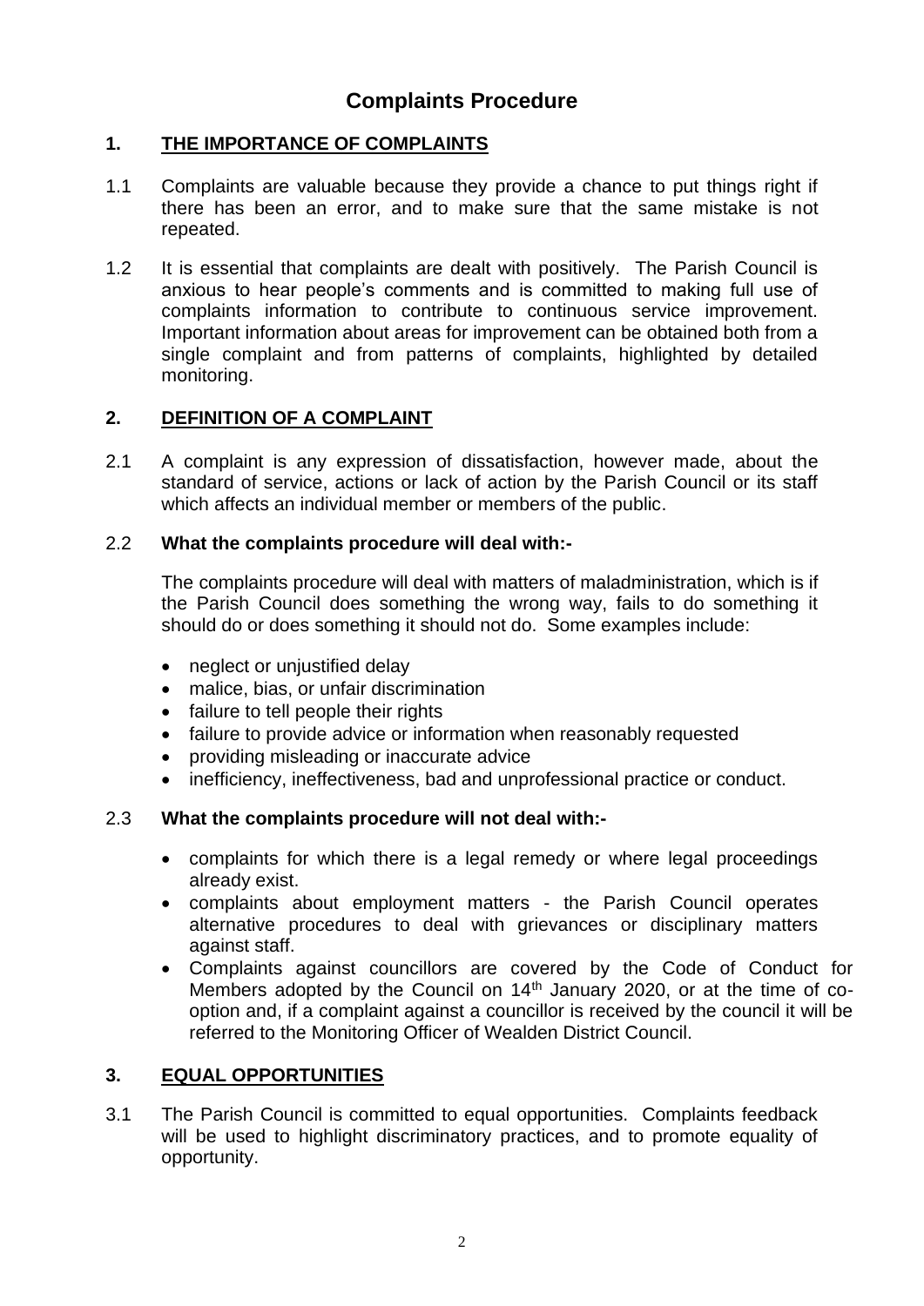# Complaints Procedure

## 1. THE IMPORTANCE OF COMPLAINTS

1.1 Complaints are valuable because they provide a chance to put things right if there has been an error, and to make sure that the same mistake is not repeated.

1.2 It is essential that complaints are dealt with positively. The Parish Council is anxious to hear people's comments and is committed to making full use of complaints information to contribute to continuous service improvement. Important information about areas for improvement can be obtained both from a single complaint and from patterns of complaints, highlighted by detailed monitoring.

## 2. DEFINITION OF A COMPLAINT

2.1 A complaint is any expression of dissatisfaction, however made, about the standard of service, actions or lack of action by the Parish Council or its staff which affects an individual member or members of the public.

2.2 **What the complaints procedure will deal with:-**

The complaints procedure will deal with matters of maladministration, which is if the Parish Council does something the wrong way, fails to do something it should do or does something it should not do. Some examples include:

- neglect or unjustified delay
- malice, bias, or unfair discrimination
- failure to tell people their rights
- failure to provide advice or information when reasonably requested
- providing misleading or inaccurate advice
- inefficiency, ineffectiveness, bad and unprofessional practice or conduct.

2.3 **What the complaints procedure will not deal with:-**

- complaints for which there is a legal remedy or where legal proceedings already exist.
- complaints about employment matters - the Parish Council operates alternative procedures to deal with grievances or disciplinary matters against staff.
- Complaints against councillors are covered by the Code of Conduct for Members adopted by the Council on 14th January 2020, or at the time of co-option and, if a complaint against a councillor is received by the council it will be referred to the Monitoring Officer of Wealden District Council.

## 3. EQUAL OPPORTUNITIES

3.1 The Parish Council is committed to equal opportunities. Complaints feedback will be used to highlight discriminatory practices, and to promote equality of opportunity.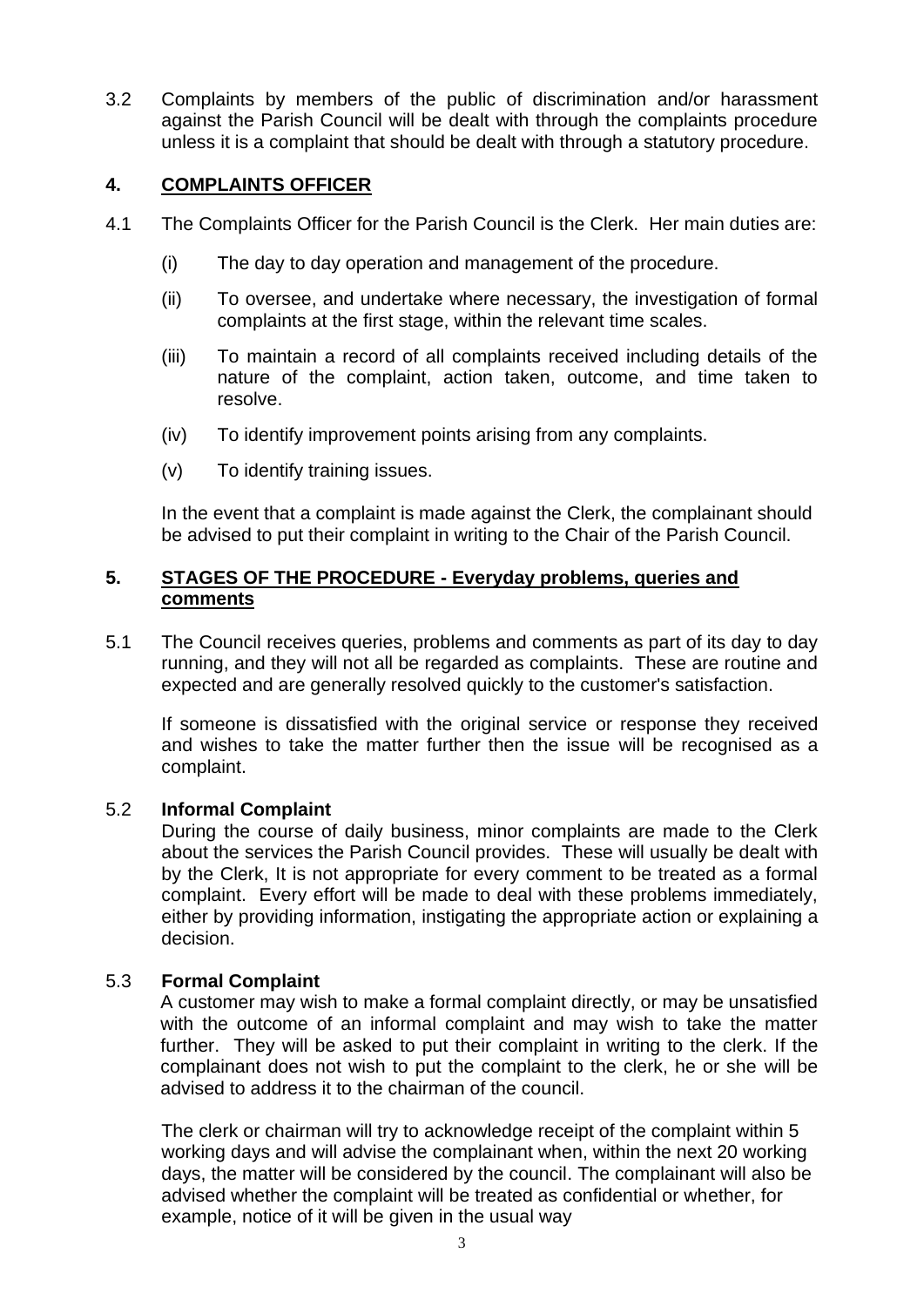3.2 Complaints by members of the public of discrimination and/or harassment against the Parish Council will be dealt with through the complaints procedure unless it is a complaint that should be dealt with through a statutory procedure.

## 4. COMPLAINTS OFFICER

4.1 The Complaints Officer for the Parish Council is the Clerk. Her main duties are:

- (i) The day to day operation and management of the procedure.
- (ii) To oversee, and undertake where necessary, the investigation of formal complaints at the first stage, within the relevant time scales.
- (iii) To maintain a record of all complaints received including details of the nature of the complaint, action taken, outcome, and time taken to resolve.
- (iv) To identify improvement points arising from any complaints.
- (v) To identify training issues.

In the event that a complaint is made against the Clerk, the complainant should be advised to put their complaint in writing to the Chair of the Parish Council.

## 5. STAGES OF THE PROCEDURE - Everyday problems, queries and comments

5.1 The Council receives queries, problems and comments as part of its day to day running, and they will not all be regarded as complaints. These are routine and expected and are generally resolved quickly to the customer's satisfaction.

If someone is dissatisfied with the original service or response they received and wishes to take the matter further then the issue will be recognised as a complaint.

5.2 **Informal Complaint**

During the course of daily business, minor complaints are made to the Clerk about the services the Parish Council provides. These will usually be dealt with by the Clerk, It is not appropriate for every comment to be treated as a formal complaint. Every effort will be made to deal with these problems immediately, either by providing information, instigating the appropriate action or explaining a decision.

5.3 **Formal Complaint**

A customer may wish to make a formal complaint directly, or may be unsatisfied with the outcome of an informal complaint and may wish to take the matter further. They will be asked to put their complaint in writing to the clerk. If the complainant does not wish to put the complaint to the clerk, he or she will be advised to address it to the chairman of the council.

The clerk or chairman will try to acknowledge receipt of the complaint within 5 working days and will advise the complainant when, within the next 20 working days, the matter will be considered by the council. The complainant will also be advised whether the complaint will be treated as confidential or whether, for example, notice of it will be given in the usual way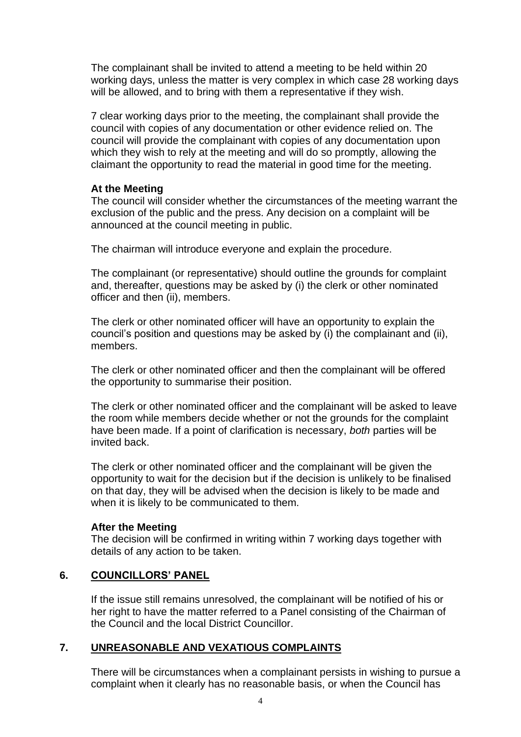The complainant shall be invited to attend a meeting to be held within 20 working days, unless the matter is very complex in which case 28 working days will be allowed, and to bring with them a representative if they wish.

7 clear working days prior to the meeting, the complainant shall provide the council with copies of any documentation or other evidence relied on. The council will provide the complainant with copies of any documentation upon which they wish to rely at the meeting and will do so promptly, allowing the claimant the opportunity to read the material in good time for the meeting.

**At the Meeting**

The council will consider whether the circumstances of the meeting warrant the exclusion of the public and the press. Any decision on a complaint will be announced at the council meeting in public.

The chairman will introduce everyone and explain the procedure.

The complainant (or representative) should outline the grounds for complaint and, thereafter, questions may be asked by (i) the clerk or other nominated officer and then (ii), members.

The clerk or other nominated officer will have an opportunity to explain the council's position and questions may be asked by (i) the complainant and (ii), members.

The clerk or other nominated officer and then the complainant will be offered the opportunity to summarise their position.

The clerk or other nominated officer and the complainant will be asked to leave the room while members decide whether or not the grounds for the complaint have been made. If a point of clarification is necessary, *both* parties will be invited back.

The clerk or other nominated officer and the complainant will be given the opportunity to wait for the decision but if the decision is unlikely to be finalised on that day, they will be advised when the decision is likely to be made and when it is likely to be communicated to them.

**After the Meeting**

The decision will be confirmed in writing within 7 working days together with details of any action to be taken.

## 6. COUNCILLORS' PANEL

If the issue still remains unresolved, the complainant will be notified of his or her right to have the matter referred to a Panel consisting of the Chairman of the Council and the local District Councillor.

## 7. UNREASONABLE AND VEXATIOUS COMPLAINTS

There will be circumstances when a complainant persists in wishing to pursue a complaint when it clearly has no reasonable basis, or when the Council has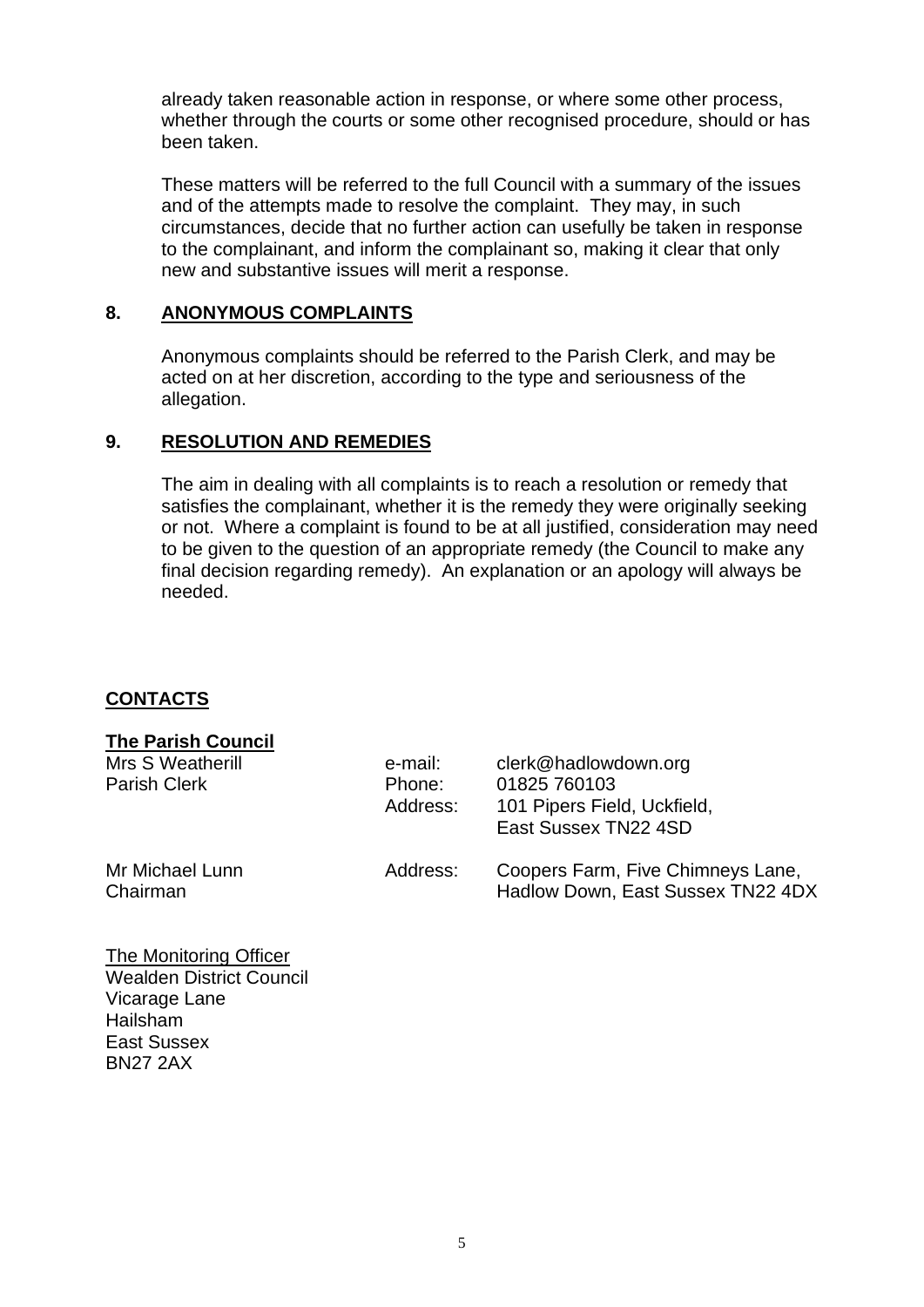already taken reasonable action in response, or where some other process, whether through the courts or some other recognised procedure, should or has been taken.

These matters will be referred to the full Council with a summary of the issues and of the attempts made to resolve the complaint. They may, in such circumstances, decide that no further action can usefully be taken in response to the complainant, and inform the complainant so, making it clear that only new and substantive issues will merit a response.

## 8. ANONYMOUS COMPLAINTS

Anonymous complaints should be referred to the Parish Clerk, and may be acted on at her discretion, according to the type and seriousness of the allegation.

## 9. RESOLUTION AND REMEDIES

The aim in dealing with all complaints is to reach a resolution or remedy that satisfies the complainant, whether it is the remedy they were originally seeking or not. Where a complaint is found to be at all justified, consideration may need to be given to the question of an appropriate remedy (the Council to make any final decision regarding remedy). An explanation or an apology will always be needed.

## CONTACTS

**The Parish Council**

| | | |
|---|---|---|
| Mrs S Weatherill<br>Parish Clerk | e-mail:<br>Phone:<br>Address: | clerk@hadlowdown.org<br>01825 760103<br>101 Pipers Field, Uckfield,<br>East Sussex TN22 4SD |
| Mr Michael Lunn<br>Chairman | Address: | Coopers Farm, Five Chimneys Lane,<br>Hadlow Down, East Sussex TN22 4DX |

The Monitoring Officer
Wealden District Council
Vicarage Lane
Hailsham
East Sussex
BN27 2AX